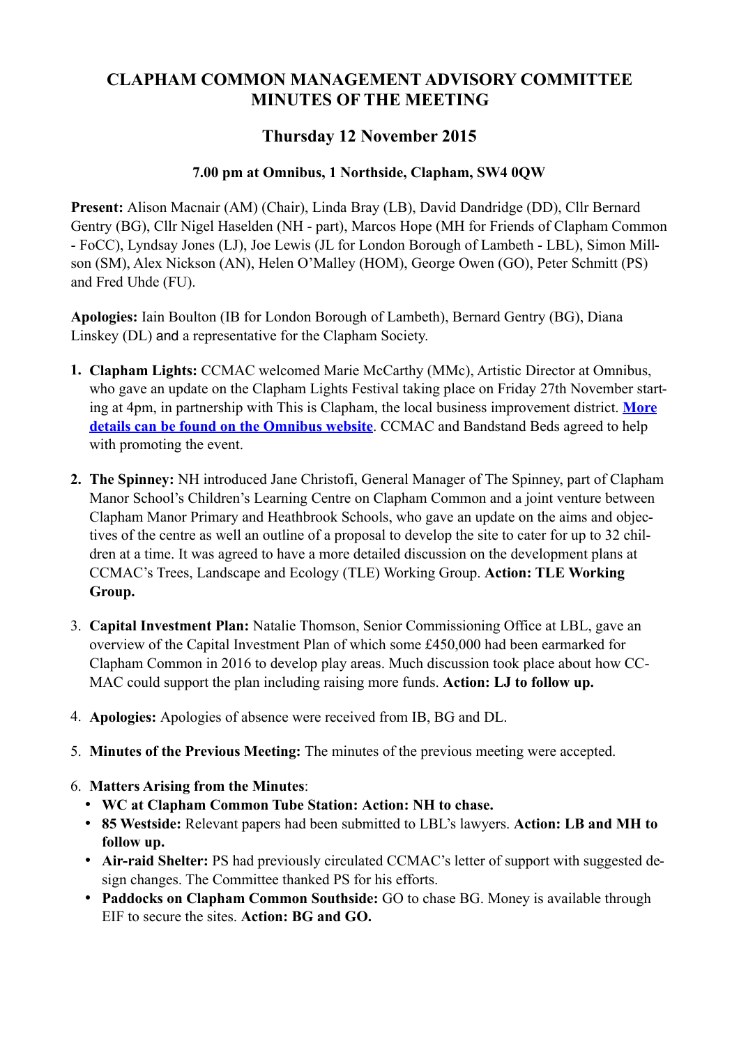# CLAPHAM COMMON MANAGEMENT ADVISORY COMMITTEE MINUTES OF THE MEETING

## Thursday 12 November 2015

### 7.00 pm at Omnibus, 1 Northside, Clapham, SW4 0QW

**Present:** Alison Macnair (AM) (Chair), Linda Bray (LB), David Dandridge (DD), Cllr Bernard Gentry (BG), Cllr Nigel Haselden (NH - part), Marcos Hope (MH for Friends of Clapham Common - FoCC), Lyndsay Jones (LJ), Joe Lewis (JL for London Borough of Lambeth - LBL), Simon Millson (SM), Alex Nickson (AN), Helen O'Malley (HOM), George Owen (GO), Peter Schmitt (PS) and Fred Uhde (FU).

**Apologies:** Iain Boulton (IB for London Borough of Lambeth), Bernard Gentry (BG), Diana Linskey (DL) and a representative for the Clapham Society.

1. **Clapham Lights:** CCMAC welcomed Marie McCarthy (MMc), Artistic Director at Omnibus, who gave an update on the Clapham Lights Festival taking place on Friday 27th November starting at 4pm, in partnership with This is Clapham, the local business improvement district. **More details can be found on the Omnibus website**. CCMAC and Bandstand Beds agreed to help with promoting the event.

2. **The Spinney:** NH introduced Jane Christofi, General Manager of The Spinney, part of Clapham Manor School's Children's Learning Centre on Clapham Common and a joint venture between Clapham Manor Primary and Heathbrook Schools, who gave an update on the aims and objectives of the centre as well an outline of a proposal to develop the site to cater for up to 32 children at a time. It was agreed to have a more detailed discussion on the development plans at CCMAC's Trees, Landscape and Ecology (TLE) Working Group. **Action: TLE Working Group.**

3. **Capital Investment Plan:** Natalie Thomson, Senior Commissioning Office at LBL, gave an overview of the Capital Investment Plan of which some £450,000 had been earmarked for Clapham Common in 2016 to develop play areas. Much discussion took place about how CCMAC could support the plan including raising more funds. **Action: LJ to follow up.**

4. **Apologies:** Apologies of absence were received from IB, BG and DL.

5. **Minutes of the Previous Meeting:** The minutes of the previous meeting were accepted.

6. **Matters Arising from the Minutes**:
   - **WC at Clapham Common Tube Station: Action: NH to chase.**
   - **85 Westside:** Relevant papers had been submitted to LBL's lawyers. **Action: LB and MH to follow up.**
   - **Air-raid Shelter:** PS had previously circulated CCMAC's letter of support with suggested design changes. The Committee thanked PS for his efforts.
   - **Paddocks on Clapham Common Southside:** GO to chase BG. Money is available through EIF to secure the sites. **Action: BG and GO.**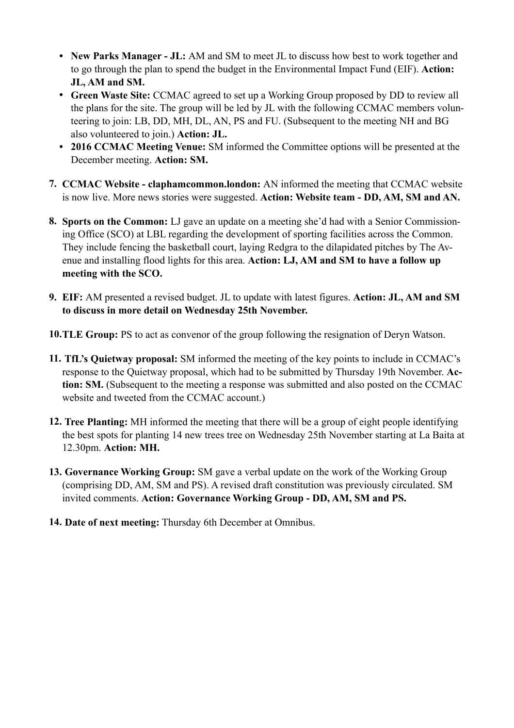- **New Parks Manager - JL:** AM and SM to meet JL to discuss how best to work together and to go through the plan to spend the budget in the Environmental Impact Fund (EIF). **Action: JL, AM and SM.**
- **Green Waste Site:** CCMAC agreed to set up a Working Group proposed by DD to review all the plans for the site. The group will be led by JL with the following CCMAC members volunteering to join: LB, DD, MH, DL, AN, PS and FU. (Subsequent to the meeting NH and BG also volunteered to join.) **Action: JL.**
- **2016 CCMAC Meeting Venue:** SM informed the Committee options will be presented at the December meeting. **Action: SM.**

7. **CCMAC Website - claphamcommon.london:** AN informed the meeting that CCMAC website is now live. More news stories were suggested. **Action: Website team - DD, AM, SM and AN.**

8. **Sports on the Common:** LJ gave an update on a meeting she'd had with a Senior Commissioning Office (SCO) at LBL regarding the development of sporting facilities across the Common. They include fencing the basketball court, laying Redgra to the dilapidated pitches by The Avenue and installing flood lights for this area. **Action: LJ, AM and SM to have a follow up meeting with the SCO.**

9. **EIF:** AM presented a revised budget. JL to update with latest figures. **Action: JL, AM and SM to discuss in more detail on Wednesday 25th November.**

10. **TLE Group:** PS to act as convenor of the group following the resignation of Deryn Watson.

11. **TfL's Quietway proposal:** SM informed the meeting of the key points to include in CCMAC's response to the Quietway proposal, which had to be submitted by Thursday 19th November. **Action: SM.** (Subsequent to the meeting a response was submitted and also posted on the CCMAC website and tweeted from the CCMAC account.)

12. **Tree Planting:** MH informed the meeting that there will be a group of eight people identifying the best spots for planting 14 new trees tree on Wednesday 25th November starting at La Baita at 12.30pm. **Action: MH.**

13. **Governance Working Group:** SM gave a verbal update on the work of the Working Group (comprising DD, AM, SM and PS). A revised draft constitution was previously circulated. SM invited comments. **Action: Governance Working Group - DD, AM, SM and PS.**

14. **Date of next meeting:** Thursday 6th December at Omnibus.